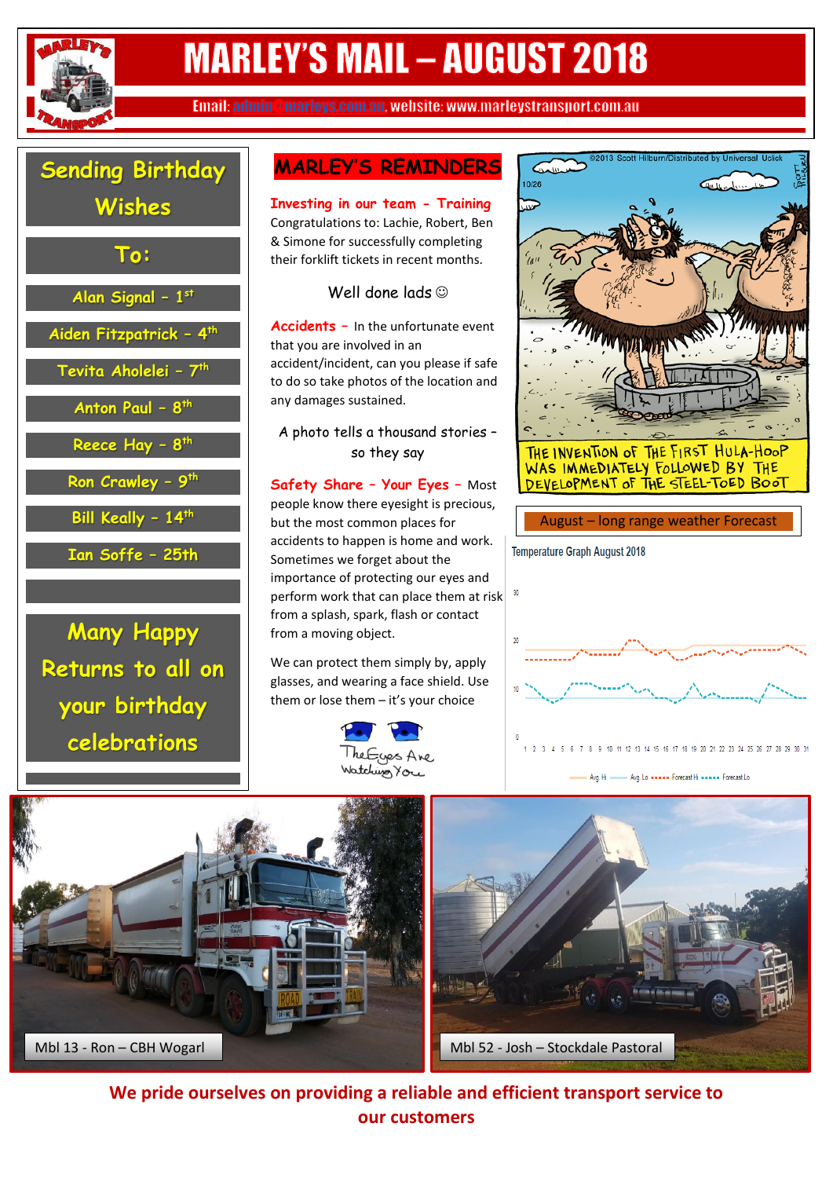# MARLEY'S MAIL – AUGUST 2018

Email: admin@marleys.com.au website: www.marleystransport.com.au

## Sending Birthday Wishes

## To:

- Alan Signal – 1st
- Aiden Fitzpatrick – 4th
- Tevita Aholelei – 7th
- Anton Paul – 8th
- Reece Hay – 8th
- Ron Crawley – 9th
- Bill Keally – 14th
- Ian Soffe – 25th

**Many Happy Returns to all on your birthday celebrations**

## MARLEY'S REMINDERS

**Investing in our team - Training**
Congratulations to: Lachie, Robert, Ben & Simone for successfully completing their forklift tickets in recent months.

Well done lads ☺

**Accidents –** In the unfortunate event that you are involved in an accident/incident, can you please if safe to do so take photos of the location and any damages sustained.

A photo tells a thousand stories – so they say

**Safety Share – Your Eyes –** Most people know there eyesight is precious, but the most common places for accidents to happen is home and work. Sometimes we forget about the importance of protecting our eyes and perform work that can place them at risk from a splash, spark, flash or contact from a moving object.

We can protect them simply by, apply glasses, and wearing a face shield. Use them or lose them – it's your choice

The Eyes Are Watching You

©2013 Scott Hilburn/Distributed by Universal Uclick

THE INVENTION OF THE FIRST HULA-HOOP WAS IMMEDIATELY FOLLOWED BY THE DEVELOPMENT OF THE STEEL-TOED BOOT

**August – long range weather Forecast**

Temperature Graph August 2018

Avg Hi · Avg Lo · Forecast Hi · Forecast Lo

Mbl 13 - Ron – CBH Wogarl

Mbl 52 - Josh – Stockdale Pastoral

**We pride ourselves on providing a reliable and efficient transport service to our customers**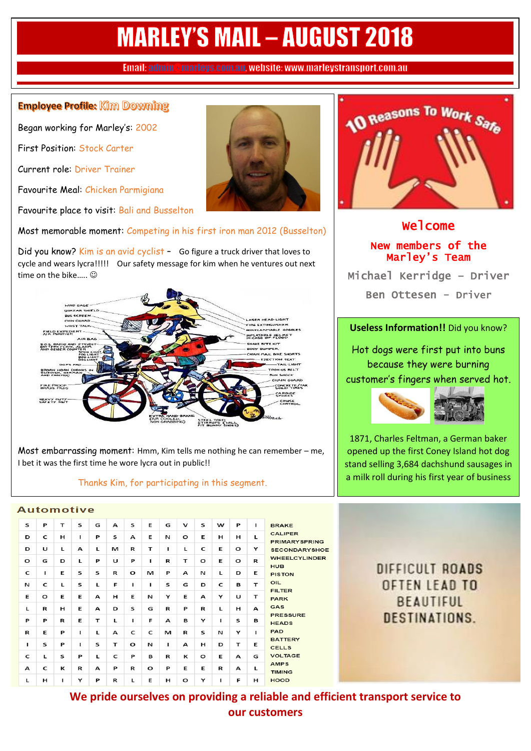# MARLEY'S MAIL – AUGUST 2018

Email: admin@marleys.com.au website: www.marleystransport.com.au

## Employee Profile: Kim Downing

Began working for Marley's: 2002

First Position: Stock Carter

Current role: Driver Trainer

Favourite Meal: Chicken Parmigiana

Favourite place to visit: Bali and Busselton

Most memorable moment: Competing in his first iron man 2012 (Busselton)

Did you know? Kim is an avid cyclist – Go figure a truck driver that loves to cycle and wears lycra!!!!! Our safety message for kim when he ventures out next time on the bike….. ☺

Most embarrassing moment: Hmm, Kim tells me nothing he can remember – me, I bet it was the first time he wore lycra out in public!!

Thanks Kim, for participating in this segment.

10 Reasons To Work Safe

## Welcome

**New members of the Marley's Team**

Michael Kerridge – Driver

Ben Ottesen – Driver

**Useless Information!!** Did you know?

Hot dogs were first put into buns because they were burning customer's fingers when served hot.

1871, Charles Feltman, a German baker opened up the first Coney Island hot dog stand selling 3,684 dachshund sausages in a milk roll during his first year of business

## Automotive

| | | | | | | | | | | | | | |
|---|---|---|---|---|---|---|---|---|---|---|---|---|---|
| S | P | T | S | G | A | S | E | G | V | S | W | P | I |
| D | C | H | I | P | S | A | E | N | O | E | H | H | L |
| D | U | L | A | L | M | R | T | I | L | C | E | O | Y |
| O | G | D | L | P | U | P | I | R | T | O | E | O | R |
| C | I | E | S | S | R | O | M | P | A | N | L | D | E |
| N | C | L | S | L | F | I | I | S | G | D | C | B | T |
| E | O | E | E | A | H | E | N | Y | E | A | Y | U | T |
| L | R | H | E | A | D | S | G | R | P | R | L | H | A |
| P | P | R | E | T | L | I | F | A | B | Y | I | S | B |
| R | E | P | I | L | A | C | C | M | R | S | N | Y | I |
| I | S | P | I | S | T | O | N | I | A | H | D | T | E |
| C | L | S | P | L | C | P | B | R | K | O | E | A | G |
| A | C | K | R | A | P | R | O | P | E | E | R | A | L |
| L | H | I | Y | P | R | L | E | H | O | Y | I | F | H |

BRAKE
CALIPER
PRIMARYSPRING
SECONDARYSHOE
WHEELCYLINDER
HUB
PISTON
OIL
FILTER
PARK
GAS
PRESSURE
HEADS
PAD
BATTERY
CELLS
VOLTAGE
AMPS
TIMING
HOOD

DIFFICULT ROADS OFTEN LEAD TO BEAUTIFUL DESTINATIONS.

**We pride ourselves on providing a reliable and efficient transport service to our customers**